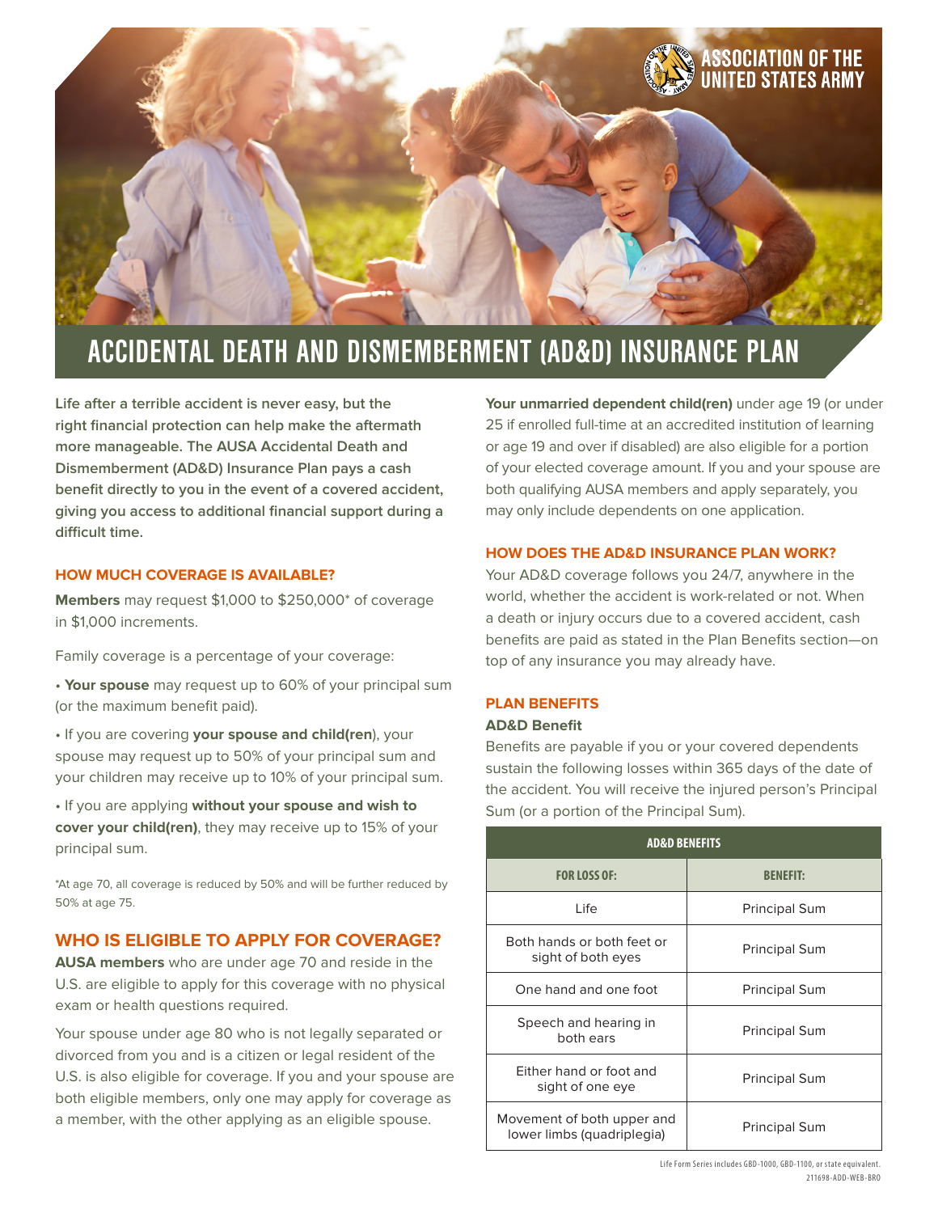ASSOCIATION OF THE UNITED STATES ARMY

# ACCIDENTAL DEATH AND DISMEMBERMENT (AD&D) INSURANCE PLAN

**Life after a terrible accident is never easy, but the right financial protection can help make the aftermath more manageable. The AUSA Accidental Death and Dismemberment (AD&D) Insurance Plan pays a cash benefit directly to you in the event of a covered accident, giving you access to additional financial support during a difficult time.**

## HOW MUCH COVERAGE IS AVAILABLE?

**Members** may request $1,000 to $250,000* of coverage in $1,000 increments.

Family coverage is a percentage of your coverage:

- **Your spouse** may request up to 60% of your principal sum (or the maximum benefit paid).
- If you are covering **your spouse and child(ren)**, your spouse may request up to 50% of your principal sum and your children may receive up to 10% of your principal sum.
- If you are applying **without your spouse and wish to cover your child(ren)**, they may receive up to 15% of your principal sum.

*At age 70, all coverage is reduced by 50% and will be further reduced by 50% at age 75.

## WHO IS ELIGIBLE TO APPLY FOR COVERAGE?

**AUSA members** who are under age 70 and reside in the U.S. are eligible to apply for this coverage with no physical exam or health questions required.

Your spouse under age 80 who is not legally separated or divorced from you and is a citizen or legal resident of the U.S. is also eligible for coverage. If you and your spouse are both eligible members, only one may apply for coverage as a member, with the other applying as an eligible spouse.

**Your unmarried dependent child(ren)** under age 19 (or under 25 if enrolled full-time at an accredited institution of learning or age 19 and over if disabled) are also eligible for a portion of your elected coverage amount. If you and your spouse are both qualifying AUSA members and apply separately, you may only include dependents on one application.

## HOW DOES THE AD&D INSURANCE PLAN WORK?

Your AD&D coverage follows you 24/7, anywhere in the world, whether the accident is work-related or not. When a death or injury occurs due to a covered accident, cash benefits are paid as stated in the Plan Benefits section—on top of any insurance you may already have.

## PLAN BENEFITS

### AD&D Benefit

Benefits are payable if you or your covered dependents sustain the following losses within 365 days of the date of the accident. You will receive the injured person's Principal Sum (or a portion of the Principal Sum).

| AD&D BENEFITS | |
|---|---|
| **FOR LOSS OF:** | **BENEFIT:** |
| Life | Principal Sum |
| Both hands or both feet or sight of both eyes | Principal Sum |
| One hand and one foot | Principal Sum |
| Speech and hearing in both ears | Principal Sum |
| Either hand or foot and sight of one eye | Principal Sum |
| Movement of both upper and lower limbs (quadriplegia) | Principal Sum |

Life Form Series includes GBD-1000, GBD-1100, or state equivalent.
211698-ADD-WEB-BRO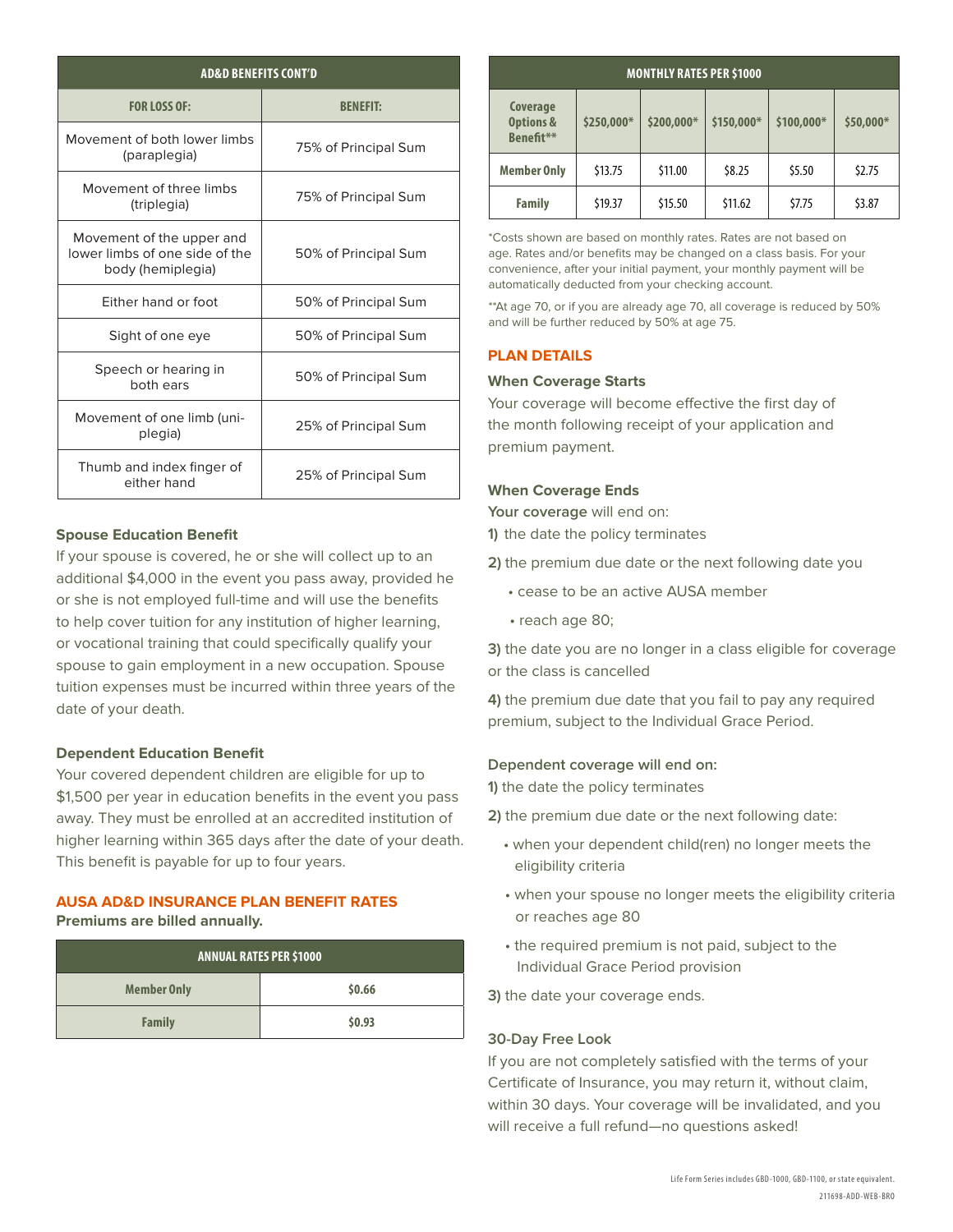| AD&D BENEFITS CONT'D | |
|---|---|
| **FOR LOSS OF:** | **BENEFIT:** |
| Movement of both lower limbs (paraplegia) | 75% of Principal Sum |
| Movement of three limbs (triplegia) | 75% of Principal Sum |
| Movement of the upper and lower limbs of one side of the body (hemiplegia) | 50% of Principal Sum |
| Either hand or foot | 50% of Principal Sum |
| Sight of one eye | 50% of Principal Sum |
| Speech or hearing in both ears | 50% of Principal Sum |
| Movement of one limb (uni-plegia) | 25% of Principal Sum |
| Thumb and index finger of either hand | 25% of Principal Sum |

### Spouse Education Benefit

If your spouse is covered, he or she will collect up to an additional $4,000 in the event you pass away, provided he or she is not employed full-time and will use the benefits to help cover tuition for any institution of higher learning, or vocational training that could specifically qualify your spouse to gain employment in a new occupation. Spouse tuition expenses must be incurred within three years of the date of your death.

### Dependent Education Benefit

Your covered dependent children are eligible for up to $1,500 per year in education benefits in the event you pass away. They must be enrolled at an accredited institution of higher learning within 365 days after the date of your death. This benefit is payable for up to four years.

## AUSA AD&D INSURANCE PLAN BENEFIT RATES

**Premiums are billed annually.**

| ANNUAL RATES PER $1000 | |
|---|---|
| **Member Only** | **$0.66** |
| **Family** | **$0.93** |

| MONTHLY RATES PER $1000 | | | | | |
|---|---|---|---|---|---|
| **Coverage Options & Benefit**** | **$250,000*** | **$200,000*** | **$150,000*** | **$100,000*** | **$50,000*** |
| **Member Only** | $13.75 | $11.00 | $8.25 | $5.50 | $2.75 |
| **Family** | $19.37 | $15.50 | $11.62 | $7.75 | $3.87 |

*Costs shown are based on monthly rates. Rates are not based on age. Rates and/or benefits may be changed on a class basis. For your convenience, after your initial payment, your monthly payment will be automatically deducted from your checking account.

**At age 70, or if you are already age 70, all coverage is reduced by 50% and will be further reduced by 50% at age 75.

## PLAN DETAILS

### When Coverage Starts

Your coverage will become effective the first day of the month following receipt of your application and premium payment.

### When Coverage Ends

**Your coverage** will end on:

**1)** the date the policy terminates

**2)** the premium due date or the next following date you

- cease to be an active AUSA member
- reach age 80;

**3)** the date you are no longer in a class eligible for coverage or the class is cancelled

**4)** the premium due date that you fail to pay any required premium, subject to the Individual Grace Period.

**Dependent coverage will end on:**

**1)** the date the policy terminates

**2)** the premium due date or the next following date:

- when your dependent child(ren) no longer meets the eligibility criteria
- when your spouse no longer meets the eligibility criteria or reaches age 80
- the required premium is not paid, subject to the Individual Grace Period provision

**3)** the date your coverage ends.

### 30-Day Free Look

If you are not completely satisfied with the terms of your Certificate of Insurance, you may return it, without claim, within 30 days. Your coverage will be invalidated, and you will receive a full refund—no questions asked!

Life Form Series includes GBD-1000, GBD-1100, or state equivalent.
211698-ADD-WEB-BRO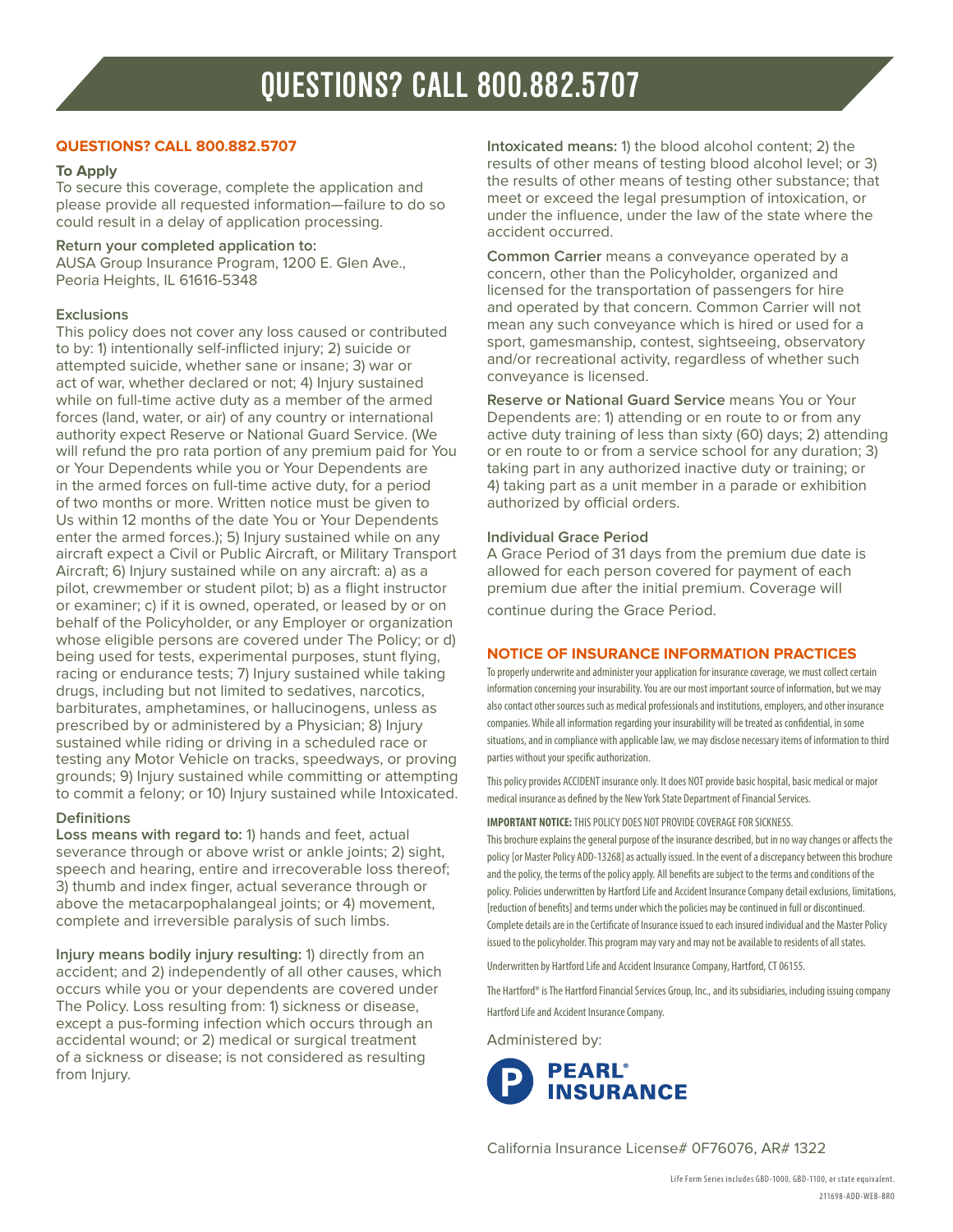# QUESTIONS? CALL 800.882.5707

**QUESTIONS? CALL 800.882.5707**

**To Apply**

To secure this coverage, complete the application and please provide all requested information—failure to do so could result in a delay of application processing.

**Return your completed application to:**

AUSA Group Insurance Program, 1200 E. Glen Ave., Peoria Heights, IL 61616-5348

**Exclusions**

This policy does not cover any loss caused or contributed to by: 1) intentionally self-inflicted injury; 2) suicide or attempted suicide, whether sane or insane; 3) war or act of war, whether declared or not; 4) Injury sustained while on full-time active duty as a member of the armed forces (land, water, or air) of any country or international authority expect Reserve or National Guard Service. (We will refund the pro rata portion of any premium paid for You or Your Dependents while you or Your Dependents are in the armed forces on full-time active duty, for a period of two months or more. Written notice must be given to Us within 12 months of the date You or Your Dependents enter the armed forces.); 5) Injury sustained while on any aircraft expect a Civil or Public Aircraft, or Military Transport Aircraft; 6) Injury sustained while on any aircraft: a) as a pilot, crewmember or student pilot; b) as a flight instructor or examiner; c) if it is owned, operated, or leased by or on behalf of the Policyholder, or any Employer or organization whose eligible persons are covered under The Policy; or d) being used for tests, experimental purposes, stunt flying, racing or endurance tests; 7) Injury sustained while taking drugs, including but not limited to sedatives, narcotics, barbiturates, amphetamines, or hallucinogens, unless as prescribed by or administered by a Physician; 8) Injury sustained while riding or driving in a scheduled race or testing any Motor Vehicle on tracks, speedways, or proving grounds; 9) Injury sustained while committing or attempting to commit a felony; or 10) Injury sustained while Intoxicated.

**Definitions**

**Loss means with regard to:** 1) hands and feet, actual severance through or above wrist or ankle joints; 2) sight, speech and hearing, entire and irrecoverable loss thereof; 3) thumb and index finger, actual severance through or above the metacarpophalangeal joints; or 4) movement, complete and irreversible paralysis of such limbs.

**Injury means bodily injury resulting:** 1) directly from an accident; and 2) independently of all other causes, which occurs while you or your dependents are covered under The Policy. Loss resulting from: 1) sickness or disease, except a pus-forming infection which occurs through an accidental wound; or 2) medical or surgical treatment of a sickness or disease; is not considered as resulting from Injury.

**Intoxicated means:** 1) the blood alcohol content; 2) the results of other means of testing blood alcohol level; or 3) the results of other means of testing other substance; that meet or exceed the legal presumption of intoxication, or under the influence, under the law of the state where the accident occurred.

**Common Carrier** means a conveyance operated by a concern, other than the Policyholder, organized and licensed for the transportation of passengers for hire and operated by that concern. Common Carrier will not mean any such conveyance which is hired or used for a sport, gamesmanship, contest, sightseeing, observatory and/or recreational activity, regardless of whether such conveyance is licensed.

**Reserve or National Guard Service** means You or Your Dependents are: 1) attending or en route to or from any active duty training of less than sixty (60) days; 2) attending or en route to or from a service school for any duration; 3) taking part in any authorized inactive duty or training; or 4) taking part as a unit member in a parade or exhibition authorized by official orders.

**Individual Grace Period**

A Grace Period of 31 days from the premium due date is allowed for each person covered for payment of each premium due after the initial premium. Coverage will continue during the Grace Period.

**NOTICE OF INSURANCE INFORMATION PRACTICES**

To properly underwrite and administer your application for insurance coverage, we must collect certain information concerning your insurability. You are our most important source of information, but we may also contact other sources such as medical professionals and institutions, employers, and other insurance companies. While all information regarding your insurability will be treated as confidential, in some situations, and in compliance with applicable law, we may disclose necessary items of information to third parties without your specific authorization.

This policy provides ACCIDENT insurance only. It does NOT provide basic hospital, basic medical or major medical insurance as defined by the New York State Department of Financial Services.

**IMPORTANT NOTICE:** THIS POLICY DOES NOT PROVIDE COVERAGE FOR SICKNESS.

This brochure explains the general purpose of the insurance described, but in no way changes or affects the policy [or Master Policy ADD-13268] as actually issued. In the event of a discrepancy between this brochure and the policy, the terms of the policy apply. All benefits are subject to the terms and conditions of the policy. Policies underwritten by Hartford Life and Accident Insurance Company detail exclusions, limitations, [reduction of benefits] and terms under which the policies may be continued in full or discontinued. Complete details are in the Certificate of Insurance issued to each insured individual and the Master Policy issued to the policyholder. This program may vary and may not be available to residents of all states.

Underwritten by Hartford Life and Accident Insurance Company, Hartford, CT 06155.

The Hartford® is The Hartford Financial Services Group, Inc., and its subsidiaries, including issuing company Hartford Life and Accident Insurance Company.

Administered by:

PEARL® INSURANCE

California Insurance License# 0F76076, AR# 1322

Life Form Series includes GBD-1000, GBD-1100, or state equivalent.

211698-ADD-WEB-BRO